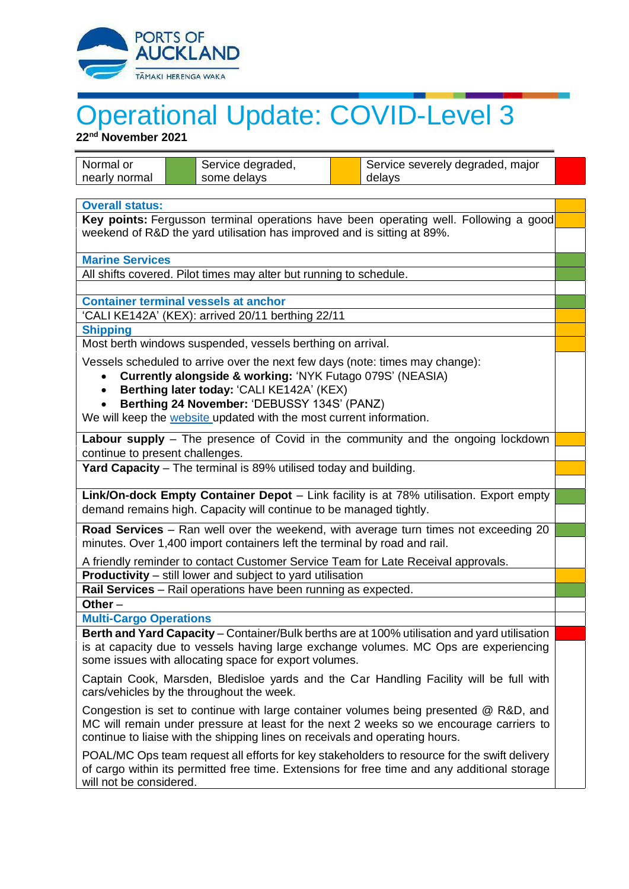PORTS OF AUCKLAND
TĀMAKI HERENGA WAKA

# Operational Update: COVID-Level 3

**22nd November 2021**

| Normal or nearly normal | Green | Service degraded, some delays | Amber | Service severely degraded, major delays | Red |
|---|---|---|---|---|---|

| | Status |
|---|---|
| **Overall status:** | Amber |
| **Key points:** Fergusson terminal operations have been operating well. Following a good weekend of R&D the yard utilisation has improved and is sitting at 89%. | Amber |
| **Marine Services** | Green |
| All shifts covered. Pilot times may alter but running to schedule. | Green |
| **Container terminal vessels at anchor** | Green |
| 'CALI KE142A' (KEX): arrived 20/11 berthing 22/11 | Amber |
| **Shipping** | Amber |
| Most berth windows suspended, vessels berthing on arrival. | Amber |
| Vessels scheduled to arrive over the next few days (note: times may change):<br>• **Currently alongside & working:** 'NYK Futago 079S' (NEASIA)<br>• **Berthing later today:** 'CALI KE142A' (KEX)<br>• **Berthing 24 November:** 'DEBUSSY 134S' (PANZ)<br>We will keep the website updated with the most current information. | |
| **Labour supply** – The presence of Covid in the community and the ongoing lockdown continue to present challenges. | Amber |
| **Yard Capacity** – The terminal is 89% utilised today and building. | Amber |
| **Link/On-dock Empty Container Depot** – Link facility is at 78% utilisation. Export empty demand remains high. Capacity will continue to be managed tightly. | Green |
| **Road Services** – Ran well over the weekend, with average turn times not exceeding 20 minutes. Over 1,400 import containers left the terminal by road and rail.<br>A friendly reminder to contact Customer Service Team for Late Receival approvals. | Green |
| **Productivity** – still lower and subject to yard utilisation | Amber |
| **Rail Services** – Rail operations have been running as expected. | Green |
| **Other** – | |
| **Multi-Cargo Operations** | |
| **Berth and Yard Capacity** – Container/Bulk berths are at 100% utilisation and yard utilisation is at capacity due to vessels having large exchange volumes. MC Ops are experiencing some issues with allocating space for export volumes.<br>Captain Cook, Marsden, Bledisloe yards and the Car Handling Facility will be full with cars/vehicles by the throughout the week.<br>Congestion is set to continue with large container volumes being presented @ R&D, and MC will remain under pressure at least for the next 2 weeks so we encourage carriers to continue to liaise with the shipping lines on receivals and operating hours.<br>POAL/MC Ops team request all efforts for key stakeholders to resource for the swift delivery of cargo within its permitted free time. Extensions for free time and any additional storage will not be considered. | Red |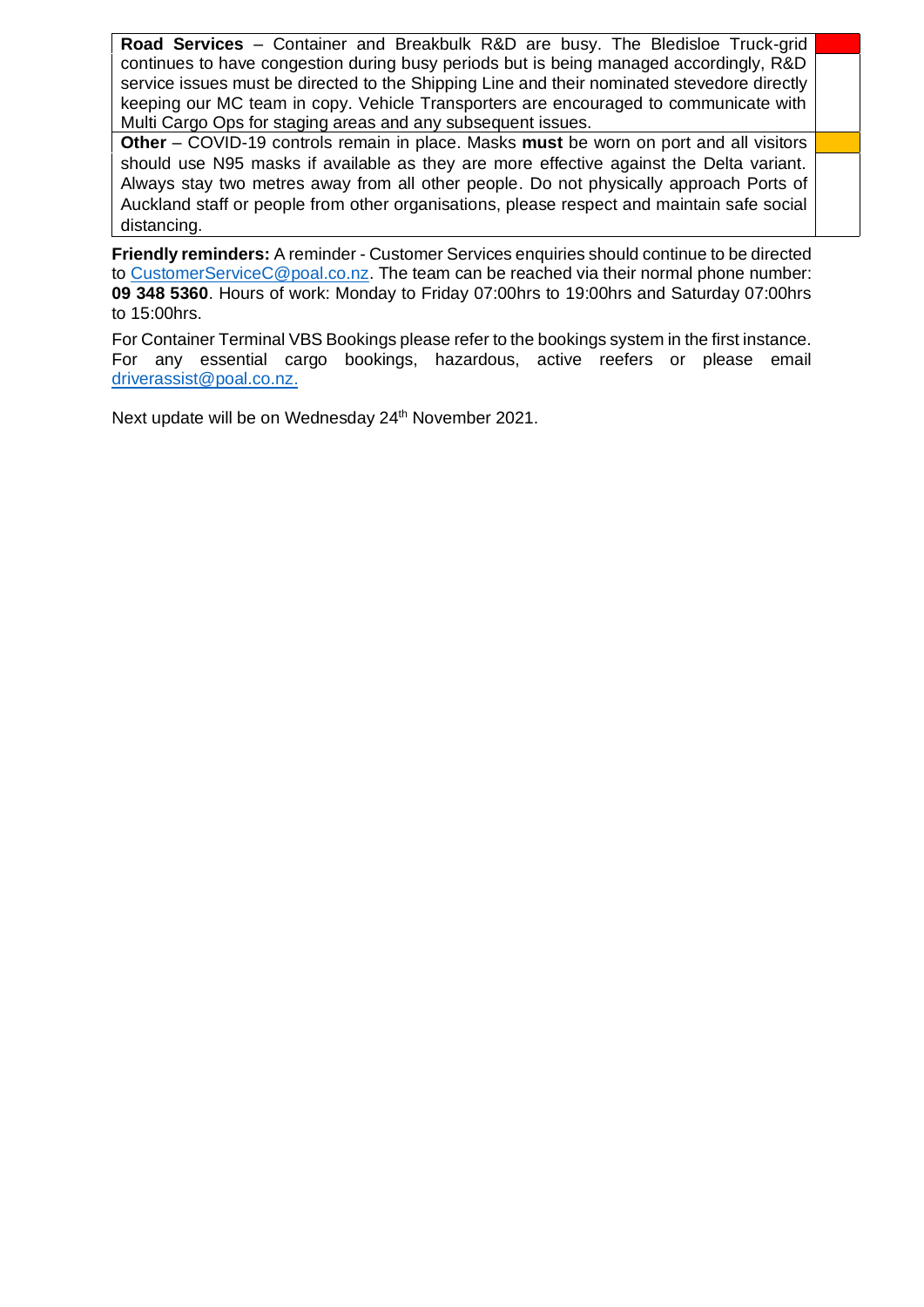| | |
|---|---|
| **Road Services** – Container and Breakbulk R&D are busy. The Bledisloe Truck-grid continues to have congestion during busy periods but is being managed accordingly, R&D service issues must be directed to the Shipping Line and their nominated stevedore directly keeping our MC team in copy. Vehicle Transporters are encouraged to communicate with Multi Cargo Ops for staging areas and any subsequent issues. | |
| **Other** – COVID-19 controls remain in place. Masks **must** be worn on port and all visitors should use N95 masks if available as they are more effective against the Delta variant. Always stay two metres away from all other people. Do not physically approach Ports of Auckland staff or people from other organisations, please respect and maintain safe social distancing. | |

**Friendly reminders:** A reminder - Customer Services enquiries should continue to be directed to CustomerServiceC@poal.co.nz. The team can be reached via their normal phone number: **09 348 5360**. Hours of work: Monday to Friday 07:00hrs to 19:00hrs and Saturday 07:00hrs to 15:00hrs.

For Container Terminal VBS Bookings please refer to the bookings system in the first instance. For any essential cargo bookings, hazardous, active reefers or please email driverassist@poal.co.nz.

Next update will be on Wednesday 24th November 2021.